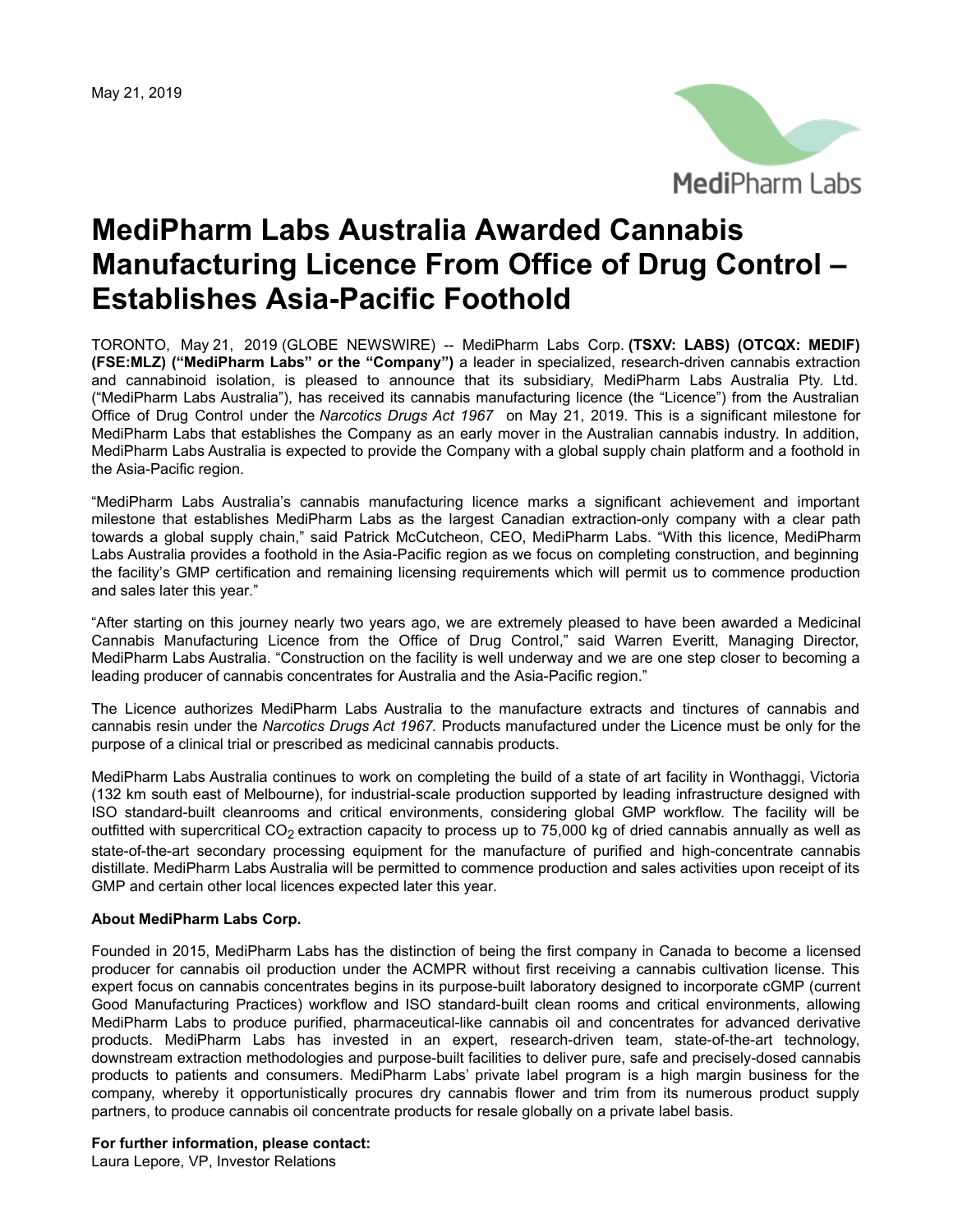May 21, 2019

# MediPharm Labs Australia Awarded Cannabis Manufacturing Licence From Office of Drug Control – Establishes Asia-Pacific Foothold

TORONTO, May 21, 2019 (GLOBE NEWSWIRE) -- MediPharm Labs Corp. **(TSXV: LABS) (OTCQX: MEDIF) (FSE:MLZ) ("MediPharm Labs" or the "Company")** a leader in specialized, research-driven cannabis extraction and cannabinoid isolation, is pleased to announce that its subsidiary, MediPharm Labs Australia Pty. Ltd. ("MediPharm Labs Australia"), has received its cannabis manufacturing licence (the "Licence") from the Australian Office of Drug Control under the *Narcotics Drugs Act 1967* on May 21, 2019. This is a significant milestone for MediPharm Labs that establishes the Company as an early mover in the Australian cannabis industry. In addition, MediPharm Labs Australia is expected to provide the Company with a global supply chain platform and a foothold in the Asia-Pacific region.

"MediPharm Labs Australia's cannabis manufacturing licence marks a significant achievement and important milestone that establishes MediPharm Labs as the largest Canadian extraction-only company with a clear path towards a global supply chain," said Patrick McCutcheon, CEO, MediPharm Labs. "With this licence, MediPharm Labs Australia provides a foothold in the Asia-Pacific region as we focus on completing construction, and beginning the facility's GMP certification and remaining licensing requirements which will permit us to commence production and sales later this year."

"After starting on this journey nearly two years ago, we are extremely pleased to have been awarded a Medicinal Cannabis Manufacturing Licence from the Office of Drug Control," said Warren Everitt, Managing Director, MediPharm Labs Australia. "Construction on the facility is well underway and we are one step closer to becoming a leading producer of cannabis concentrates for Australia and the Asia-Pacific region."

The Licence authorizes MediPharm Labs Australia to the manufacture extracts and tinctures of cannabis and cannabis resin under the *Narcotics Drugs Act 1967.* Products manufactured under the Licence must be only for the purpose of a clinical trial or prescribed as medicinal cannabis products.

MediPharm Labs Australia continues to work on completing the build of a state of art facility in Wonthaggi, Victoria (132 km south east of Melbourne), for industrial-scale production supported by leading infrastructure designed with ISO standard-built cleanrooms and critical environments, considering global GMP workflow. The facility will be outfitted with supercritical $CO_2$ extraction capacity to process up to 75,000 kg of dried cannabis annually as well as state-of-the-art secondary processing equipment for the manufacture of purified and high-concentrate cannabis distillate. MediPharm Labs Australia will be permitted to commence production and sales activities upon receipt of its GMP and certain other local licences expected later this year.

**About MediPharm Labs Corp.**

Founded in 2015, MediPharm Labs has the distinction of being the first company in Canada to become a licensed producer for cannabis oil production under the ACMPR without first receiving a cannabis cultivation license. This expert focus on cannabis concentrates begins in its purpose-built laboratory designed to incorporate cGMP (current Good Manufacturing Practices) workflow and ISO standard-built clean rooms and critical environments, allowing MediPharm Labs to produce purified, pharmaceutical-like cannabis oil and concentrates for advanced derivative products. MediPharm Labs has invested in an expert, research-driven team, state-of-the-art technology, downstream extraction methodologies and purpose-built facilities to deliver pure, safe and precisely-dosed cannabis products to patients and consumers. MediPharm Labs' private label program is a high margin business for the company, whereby it opportunistically procures dry cannabis flower and trim from its numerous product supply partners, to produce cannabis oil concentrate products for resale globally on a private label basis.

**For further information, please contact:**
Laura Lepore, VP, Investor Relations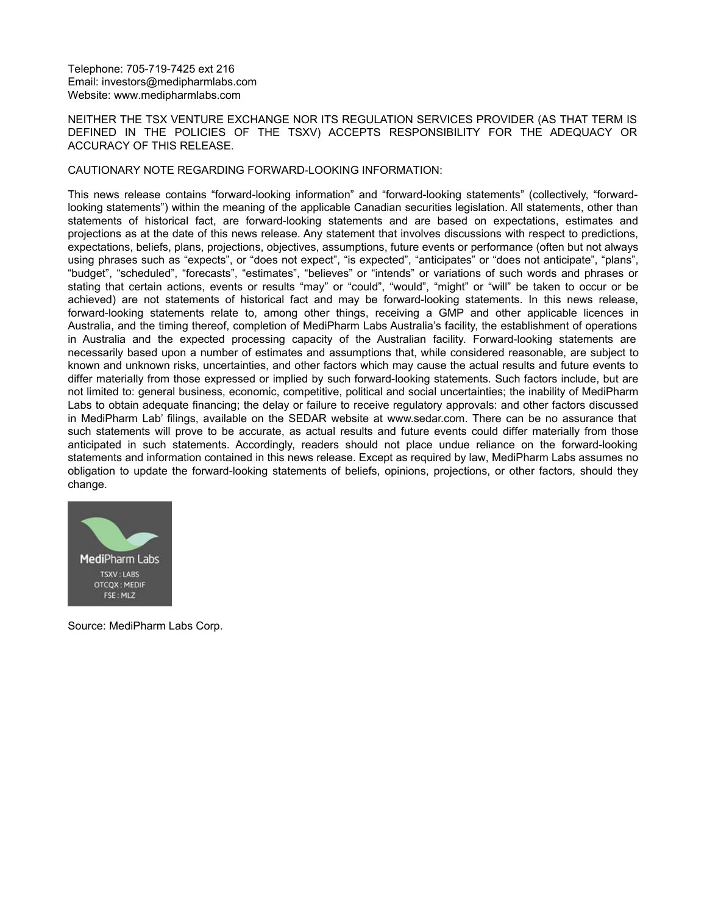Telephone: 705-719-7425 ext 216
Email: investors@medipharmlabs.com
Website: www.medipharmlabs.com

NEITHER THE TSX VENTURE EXCHANGE NOR ITS REGULATION SERVICES PROVIDER (AS THAT TERM IS DEFINED IN THE POLICIES OF THE TSXV) ACCEPTS RESPONSIBILITY FOR THE ADEQUACY OR ACCURACY OF THIS RELEASE.

CAUTIONARY NOTE REGARDING FORWARD-LOOKING INFORMATION:

This news release contains “forward-looking information” and “forward-looking statements” (collectively, “forward-looking statements”) within the meaning of the applicable Canadian securities legislation. All statements, other than statements of historical fact, are forward-looking statements and are based on expectations, estimates and projections as at the date of this news release. Any statement that involves discussions with respect to predictions, expectations, beliefs, plans, projections, objectives, assumptions, future events or performance (often but not always using phrases such as “expects”, or “does not expect”, “is expected”, “anticipates” or “does not anticipate”, “plans”, “budget”, “scheduled”, “forecasts”, “estimates”, “believes” or “intends” or variations of such words and phrases or stating that certain actions, events or results “may” or “could”, “would”, “might” or “will” be taken to occur or be achieved) are not statements of historical fact and may be forward-looking statements. In this news release, forward-looking statements relate to, among other things, receiving a GMP and other applicable licences in Australia, and the timing thereof, completion of MediPharm Labs Australia’s facility, the establishment of operations in Australia and the expected processing capacity of the Australian facility. Forward-looking statements are necessarily based upon a number of estimates and assumptions that, while considered reasonable, are subject to known and unknown risks, uncertainties, and other factors which may cause the actual results and future events to differ materially from those expressed or implied by such forward-looking statements. Such factors include, but are not limited to: general business, economic, competitive, political and social uncertainties; the inability of MediPharm Labs to obtain adequate financing; the delay or failure to receive regulatory approvals: and other factors discussed in MediPharm Lab’ filings, available on the SEDAR website at www.sedar.com. There can be no assurance that such statements will prove to be accurate, as actual results and future events could differ materially from those anticipated in such statements. Accordingly, readers should not place undue reliance on the forward-looking statements and information contained in this news release. Except as required by law, MediPharm Labs assumes no obligation to update the forward-looking statements of beliefs, opinions, projections, or other factors, should they change.

MediPharm Labs
TSXV : LABS
OTCQX : MEDIF
FSE : MLZ

Source: MediPharm Labs Corp.